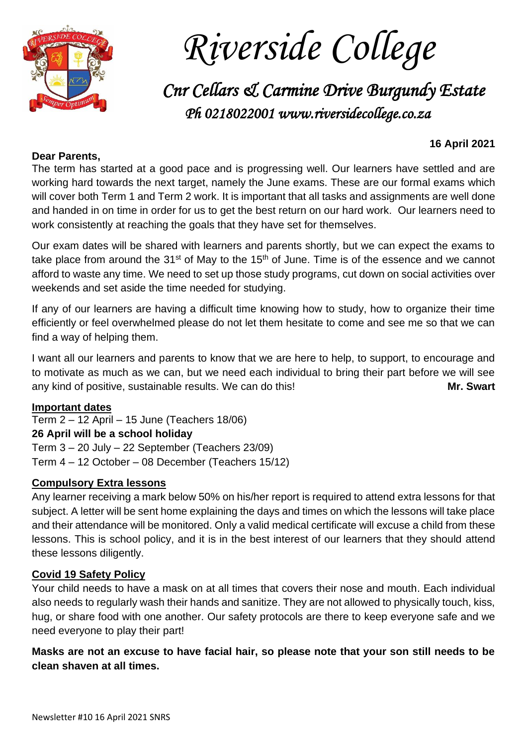# Riverside College

## Cnr Cellars & Carmine Drive Burgundy Estate

*Ph 0218022001 www.riversidecollege.co.za*

**16 April 2021**

**Dear Parents,**

The term has started at a good pace and is progressing well. Our learners have settled and are working hard towards the next target, namely the June exams. These are our formal exams which will cover both Term 1 and Term 2 work. It is important that all tasks and assignments are well done and handed in on time in order for us to get the best return on our hard work. Our learners need to work consistently at reaching the goals that they have set for themselves.

Our exam dates will be shared with learners and parents shortly, but we can expect the exams to take place from around the 31st of May to the 15th of June. Time is of the essence and we cannot afford to waste any time. We need to set up those study programs, cut down on social activities over weekends and set aside the time needed for studying.

If any of our learners are having a difficult time knowing how to study, how to organize their time efficiently or feel overwhelmed please do not let them hesitate to come and see me so that we can find a way of helping them.

I want all our learners and parents to know that we are here to help, to support, to encourage and to motivate as much as we can, but we need each individual to bring their part before we will see any kind of positive, sustainable results. We can do this! **Mr. Swart**

### Important dates

Term 2 – 12 April – 15 June (Teachers 18/06)
**26 April will be a school holiday**
Term 3 – 20 July – 22 September (Teachers 23/09)
Term 4 – 12 October – 08 December (Teachers 15/12)

### Compulsory Extra lessons

Any learner receiving a mark below 50% on his/her report is required to attend extra lessons for that subject. A letter will be sent home explaining the days and times on which the lessons will take place and their attendance will be monitored. Only a valid medical certificate will excuse a child from these lessons. This is school policy, and it is in the best interest of our learners that they should attend these lessons diligently.

### Covid 19 Safety Policy

Your child needs to have a mask on at all times that covers their nose and mouth. Each individual also needs to regularly wash their hands and sanitize. They are not allowed to physically touch, kiss, hug, or share food with one another. Our safety protocols are there to keep everyone safe and we need everyone to play their part!

**Masks are not an excuse to have facial hair, so please note that your son still needs to be clean shaven at all times.**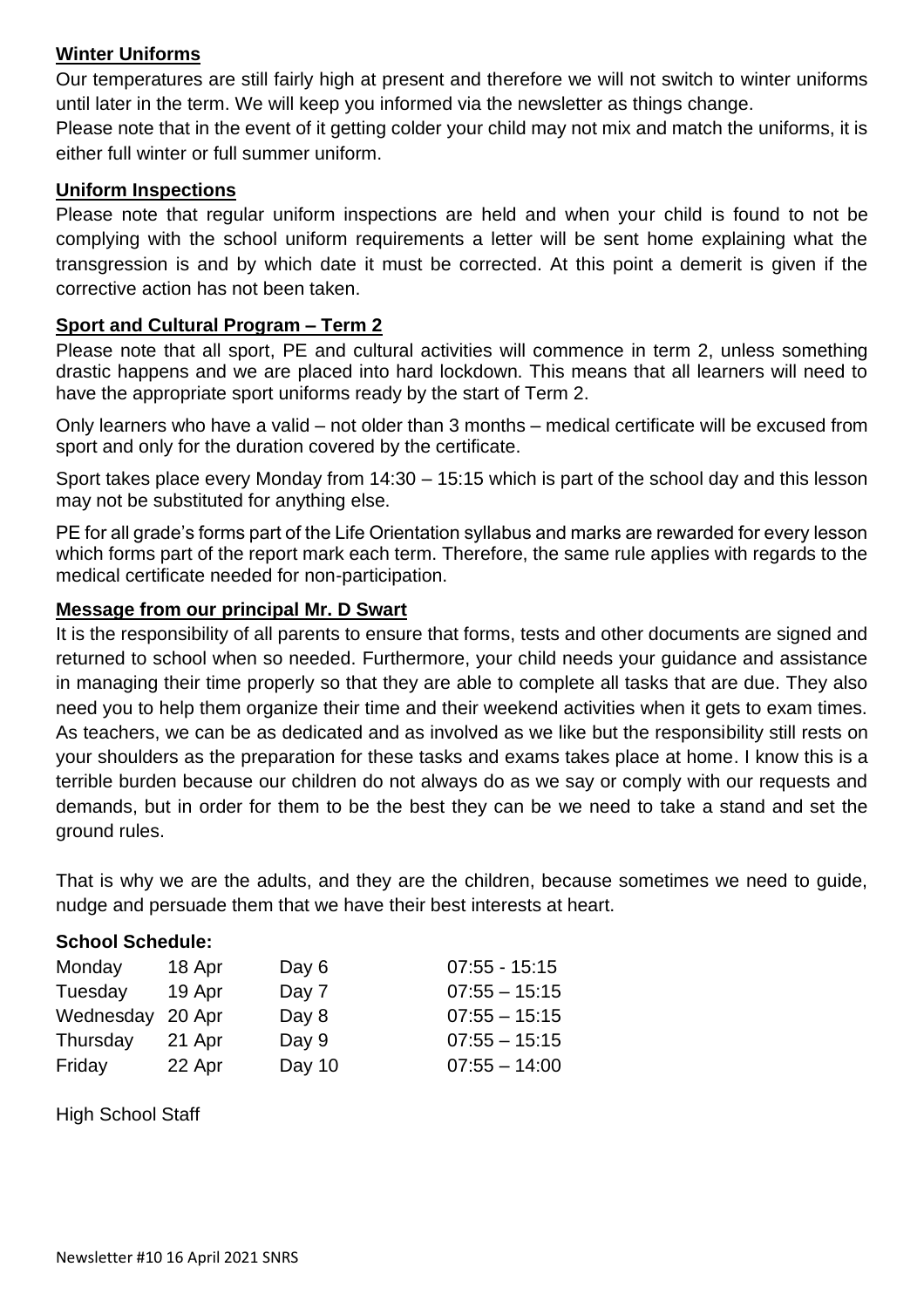## Winter Uniforms

Our temperatures are still fairly high at present and therefore we will not switch to winter uniforms until later in the term. We will keep you informed via the newsletter as things change.

Please note that in the event of it getting colder your child may not mix and match the uniforms, it is either full winter or full summer uniform.

## Uniform Inspections

Please note that regular uniform inspections are held and when your child is found to not be complying with the school uniform requirements a letter will be sent home explaining what the transgression is and by which date it must be corrected. At this point a demerit is given if the corrective action has not been taken.

## Sport and Cultural Program – Term 2

Please note that all sport, PE and cultural activities will commence in term 2, unless something drastic happens and we are placed into hard lockdown. This means that all learners will need to have the appropriate sport uniforms ready by the start of Term 2.

Only learners who have a valid – not older than 3 months – medical certificate will be excused from sport and only for the duration covered by the certificate.

Sport takes place every Monday from 14:30 – 15:15 which is part of the school day and this lesson may not be substituted for anything else.

PE for all grade's forms part of the Life Orientation syllabus and marks are rewarded for every lesson which forms part of the report mark each term. Therefore, the same rule applies with regards to the medical certificate needed for non-participation.

## Message from our principal Mr. D Swart

It is the responsibility of all parents to ensure that forms, tests and other documents are signed and returned to school when so needed. Furthermore, your child needs your guidance and assistance in managing their time properly so that they are able to complete all tasks that are due. They also need you to help them organize their time and their weekend activities when it gets to exam times. As teachers, we can be as dedicated and as involved as we like but the responsibility still rests on your shoulders as the preparation for these tasks and exams takes place at home. I know this is a terrible burden because our children do not always do as we say or comply with our requests and demands, but in order for them to be the best they can be we need to take a stand and set the ground rules.

That is why we are the adults, and they are the children, because sometimes we need to guide, nudge and persuade them that we have their best interests at heart.

**School Schedule:**

| | | | |
|---|---|---|---|
| Monday | 18 Apr | Day 6 | 07:55 - 15:15 |
| Tuesday | 19 Apr | Day 7 | 07:55 – 15:15 |
| Wednesday | 20 Apr | Day 8 | 07:55 – 15:15 |
| Thursday | 21 Apr | Day 9 | 07:55 – 15:15 |
| Friday | 22 Apr | Day 10 | 07:55 – 14:00 |

High School Staff